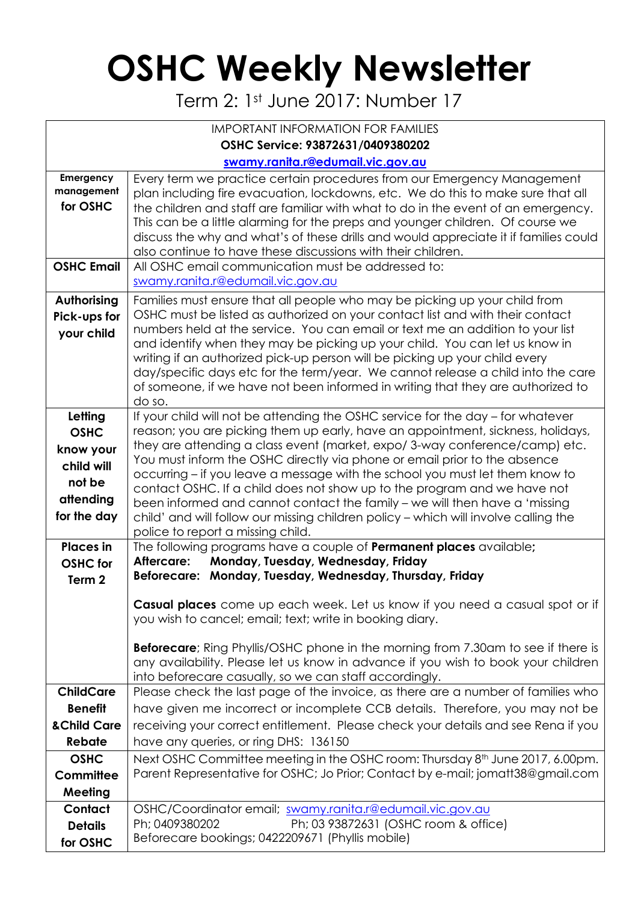# OSHC Weekly Newsletter

Term 2: 1st June 2017: Number 17

| IMPORTANT INFORMATION FOR FAMILIES<br>**OSHC Service: 93872631/0409380202**<br>**swamy.ranita.r@edumail.vic.gov.au** | |
|---|---|
| **Emergency management for OSHC** | Every term we practice certain procedures from our Emergency Management plan including fire evacuation, lockdowns, etc. We do this to make sure that all the children and staff are familiar with what to do in the event of an emergency. This can be a little alarming for the preps and younger children. Of course we discuss the why and what's of these drills and would appreciate it if families could also continue to have these discussions with their children. |
| **OSHC Email** | All OSHC email communication must be addressed to: swamy.ranita.r@edumail.vic.gov.au |
| **Authorising Pick-ups for your child** | Families must ensure that all people who may be picking up your child from OSHC must be listed as authorized on your contact list and with their contact numbers held at the service. You can email or text me an addition to your list and identify when they may be picking up your child. You can let us know in writing if an authorized pick-up person will be picking up your child every day/specific days etc for the term/year. We cannot release a child into the care of someone, if we have not been informed in writing that they are authorized to do so. |
| **Letting OSHC know your child will not be attending for the day** | If your child will not be attending the OSHC service for the day – for whatever reason; you are picking them up early, have an appointment, sickness, holidays, they are attending a class event (market, expo/ 3-way conference/camp) etc. You must inform the OSHC directly via phone or email prior to the absence occurring – if you leave a message with the school you must let them know to contact OSHC. If a child does not show up to the program and we have not been informed and cannot contact the family – we will then have a 'missing child' and will follow our missing children policy – which will involve calling the police to report a missing child. |
| **Places in OSHC for Term 2** | The following programs have a couple of **Permanent places** available;<br>**Aftercare: Monday, Tuesday, Wednesday, Friday**<br>**Beforecare: Monday, Tuesday, Wednesday, Thursday, Friday**<br><br>**Casual places** come up each week. Let us know if you need a casual spot or if you wish to cancel; email; text; write in booking diary.<br><br>**Beforecare**; Ring Phyllis/OSHC phone in the morning from 7.30am to see if there is any availability. Please let us know in advance if you wish to book your children into beforecare casually, so we can staff accordingly. |
| **ChildCare Benefit &Child Care Rebate** | Please check the last page of the invoice, as there are a number of families who have given me incorrect or incomplete CCB details. Therefore, you may not be receiving your correct entitlement. Please check your details and see Rena if you have any queries, or ring DHS: 136150 |
| **OSHC Committee Meeting** | Next OSHC Committee meeting in the OSHC room: Thursday 8th June 2017, 6.00pm. Parent Representative for OSHC; Jo Prior; Contact by e-mail; jomatt38@gmail.com |
| **Contact Details for OSHC** | OSHC/Coordinator email; swamy.ranita.r@edumail.vic.gov.au<br>Ph; 0409380202 Ph; 03 93872631 (OSHC room & office)<br>Beforecare bookings; 0422209671 (Phyllis mobile) |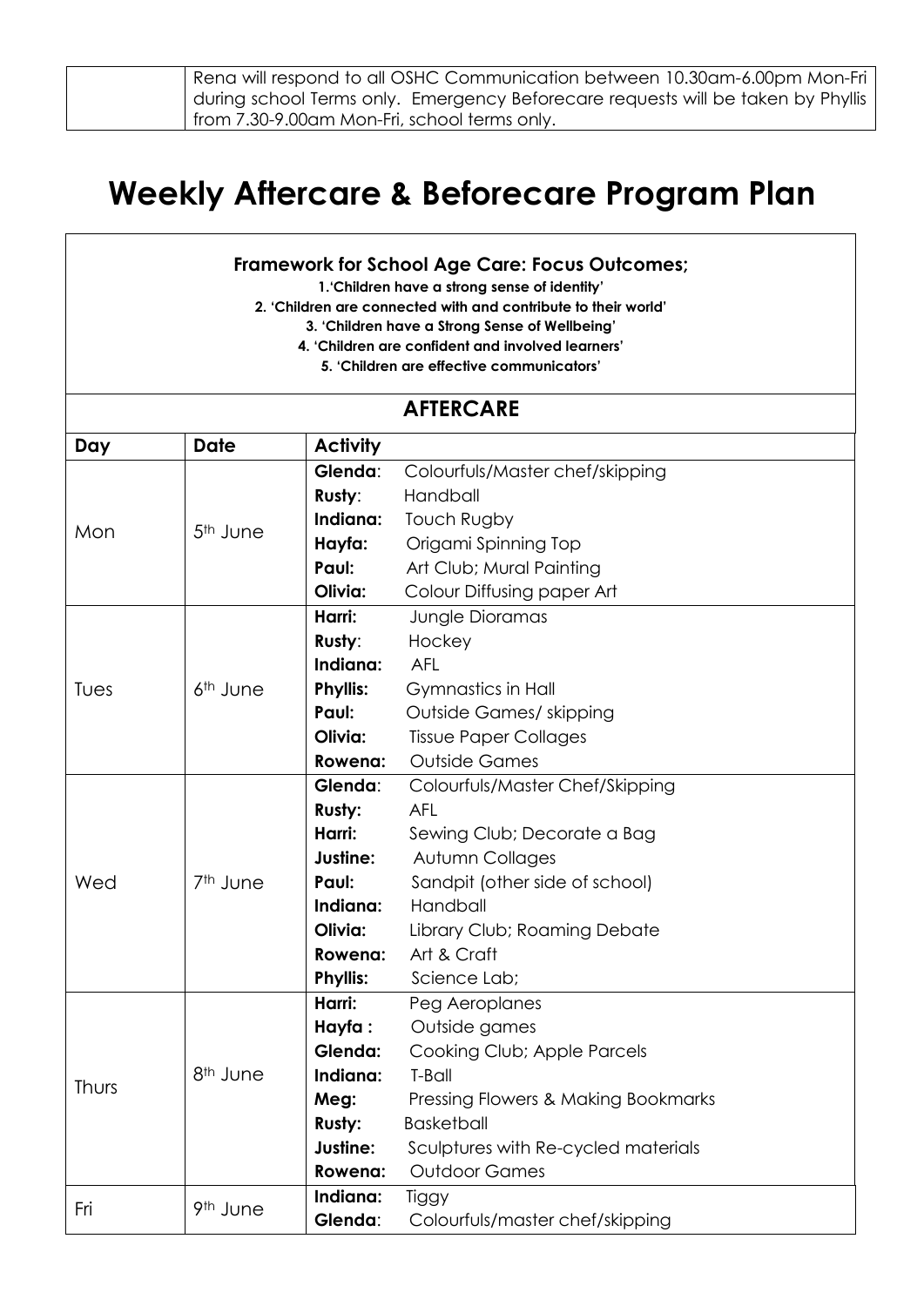| | Rena will respond to all OSHC Communication between 10.30am-6.00pm Mon-Fri during school Terms only. Emergency Beforecare requests will be taken by Phyllis from 7.30-9.00am Mon-Fri, school terms only. |
|---|---|

# Weekly Aftercare & Beforecare Program Plan

**Framework for School Age Care: Focus Outcomes;**

**1.'Children have a strong sense of identity'**
**2. 'Children are connected with and contribute to their world'**
**3. 'Children have a Strong Sense of Wellbeing'**
**4. 'Children are confident and involved learners'**
**5. 'Children are effective communicators'**

## AFTERCARE

| Day | Date | Activity | |
|---|---|---|---|
| Mon | 5th June | **Glenda**: | Colourfuls/Master chef/skipping |
| | | **Rusty**: | Handball |
| | | **Indiana:** | Touch Rugby |
| | | **Hayfa:** | Origami Spinning Top |
| | | **Paul:** | Art Club; Mural Painting |
| | | **Olivia:** | Colour Diffusing paper Art |
| Tues | 6th June | **Harri:** | Jungle Dioramas |
| | | **Rusty**: | Hockey |
| | | **Indiana:** | AFL |
| | | **Phyllis:** | Gymnastics in Hall |
| | | **Paul:** | Outside Games/ skipping |
| | | **Olivia:** | Tissue Paper Collages |
| | | **Rowena:** | Outside Games |
| Wed | 7th June | **Glenda**: | Colourfuls/Master Chef/Skipping |
| | | **Rusty:** | AFL |
| | | **Harri:** | Sewing Club; Decorate a Bag |
| | | **Justine:** | Autumn Collages |
| | | **Paul:** | Sandpit (other side of school) |
| | | **Indiana:** | Handball |
| | | **Olivia:** | Library Club; Roaming Debate |
| | | **Rowena:** | Art & Craft |
| | | **Phyllis:** | Science Lab; |
| Thurs | 8th June | **Harri:** | Peg Aeroplanes |
| | | **Hayfa :** | Outside games |
| | | **Glenda:** | Cooking Club; Apple Parcels |
| | | **Indiana:** | T-Ball |
| | | **Meg:** | Pressing Flowers & Making Bookmarks |
| | | **Rusty:** | Basketball |
| | | **Justine:** | Sculptures with Re-cycled materials |
| | | **Rowena:** | Outdoor Games |
| Fri | 9th June | **Indiana:** | Tiggy |
| | | **Glenda**: | Colourfuls/master chef/skipping |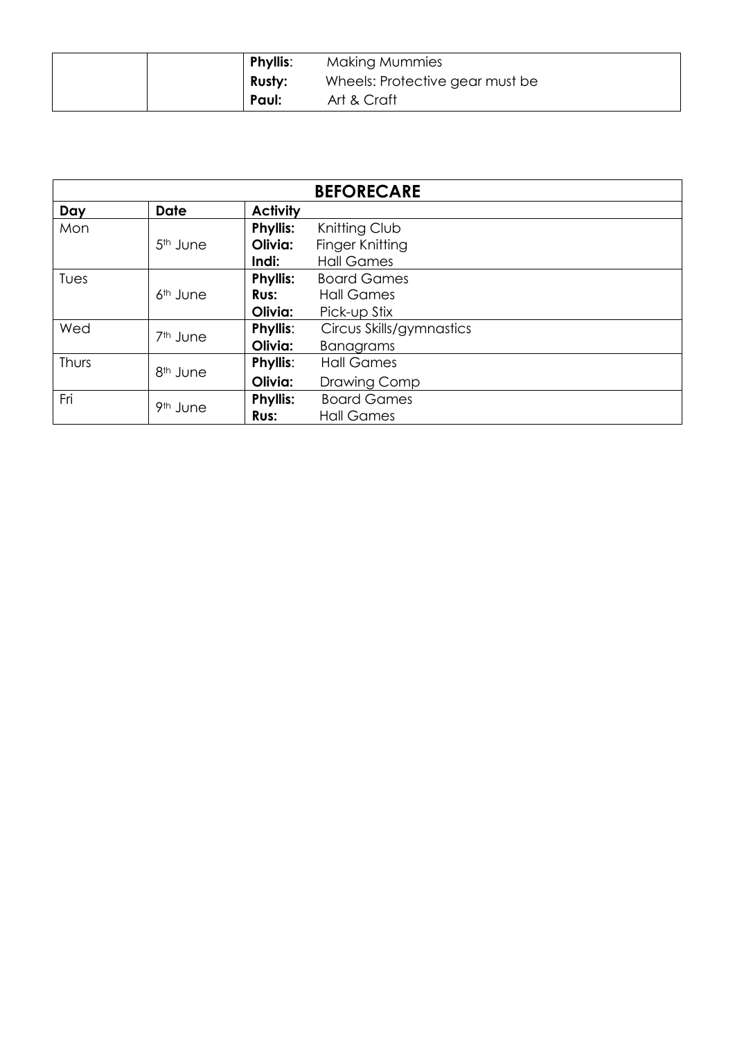| | | |
|---|---|---|
| | | **Phyllis**: Making Mummies<br>**Rusty:** Wheels: Protective gear must be<br>**Paul:** Art & Craft |

| **BEFORECARE** | | |
|---|---|---|
| **Day** | **Date** | **Activity** |
| Mon | 5th June | **Phyllis:** Knitting Club<br>**Olivia:** Finger Knitting<br>**Indi:** Hall Games |
| Tues | 6th June | **Phyllis:** Board Games<br>**Rus:** Hall Games<br>**Olivia:** Pick-up Stix |
| Wed | 7th June | **Phyllis**: Circus Skills/gymnastics<br>**Olivia:** Banagrams |
| Thurs | 8th June | **Phyllis**: Hall Games<br>**Olivia:** Drawing Comp |
| Fri | 9th June | **Phyllis:** Board Games<br>**Rus:** Hall Games |